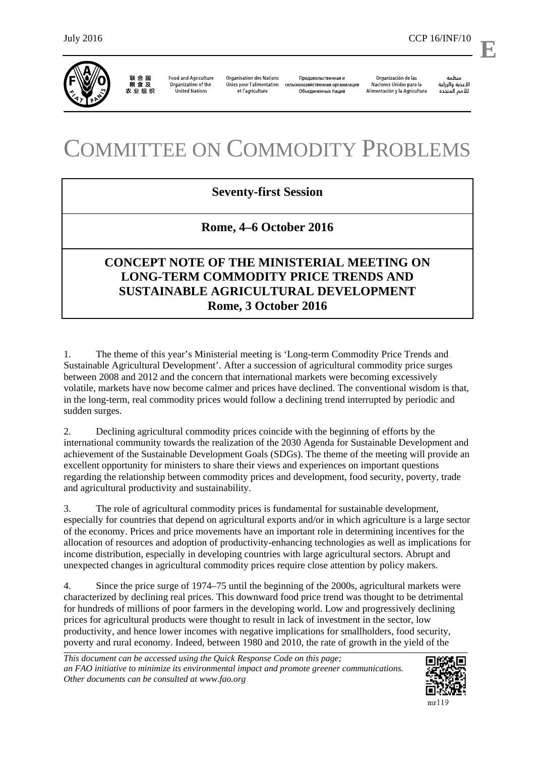July 2016 CCP 16/INF/10

# COMMITTEE ON COMMODITY PROBLEMS

**Seventy-first Session**

**Rome, 4–6 October 2016**

**CONCEPT NOTE OF THE MINISTERIAL MEETING ON LONG-TERM COMMODITY PRICE TRENDS AND SUSTAINABLE AGRICULTURAL DEVELOPMENT**
**Rome, 3 October 2016**

1. The theme of this year's Ministerial meeting is 'Long-term Commodity Price Trends and Sustainable Agricultural Development'. After a succession of agricultural commodity price surges between 2008 and 2012 and the concern that international markets were becoming excessively volatile, markets have now become calmer and prices have declined. The conventional wisdom is that, in the long-term, real commodity prices would follow a declining trend interrupted by periodic and sudden surges.

2. Declining agricultural commodity prices coincide with the beginning of efforts by the international community towards the realization of the 2030 Agenda for Sustainable Development and achievement of the Sustainable Development Goals (SDGs). The theme of the meeting will provide an excellent opportunity for ministers to share their views and experiences on important questions regarding the relationship between commodity prices and development, food security, poverty, trade and agricultural productivity and sustainability.

3. The role of agricultural commodity prices is fundamental for sustainable development, especially for countries that depend on agricultural exports and/or in which agriculture is a large sector of the economy. Prices and price movements have an important role in determining incentives for the allocation of resources and adoption of productivity-enhancing technologies as well as implications for income distribution, especially in developing countries with large agricultural sectors. Abrupt and unexpected changes in agricultural commodity prices require close attention by policy makers.

4. Since the price surge of 1974–75 until the beginning of the 2000s, agricultural markets were characterized by declining real prices. This downward food price trend was thought to be detrimental for hundreds of millions of poor farmers in the developing world. Low and progressively declining prices for agricultural products were thought to result in lack of investment in the sector, low productivity, and hence lower incomes with negative implications for smallholders, food security, poverty and rural economy. Indeed, between 1980 and 2010, the rate of growth in the yield of the

*This document can be accessed using the Quick Response Code on this page; an FAO initiative to minimize its environmental impact and promote greener communications. Other documents can be consulted at www.fao.org*

mr119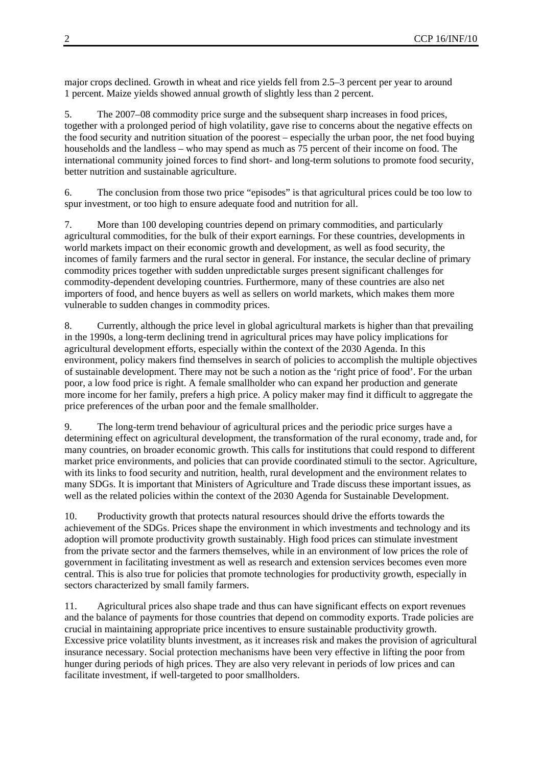major crops declined. Growth in wheat and rice yields fell from 2.5–3 percent per year to around 1 percent. Maize yields showed annual growth of slightly less than 2 percent.

5. The 2007–08 commodity price surge and the subsequent sharp increases in food prices, together with a prolonged period of high volatility, gave rise to concerns about the negative effects on the food security and nutrition situation of the poorest – especially the urban poor, the net food buying households and the landless – who may spend as much as 75 percent of their income on food. The international community joined forces to find short- and long-term solutions to promote food security, better nutrition and sustainable agriculture.

6. The conclusion from those two price "episodes" is that agricultural prices could be too low to spur investment, or too high to ensure adequate food and nutrition for all.

7. More than 100 developing countries depend on primary commodities, and particularly agricultural commodities, for the bulk of their export earnings. For these countries, developments in world markets impact on their economic growth and development, as well as food security, the incomes of family farmers and the rural sector in general. For instance, the secular decline of primary commodity prices together with sudden unpredictable surges present significant challenges for commodity-dependent developing countries. Furthermore, many of these countries are also net importers of food, and hence buyers as well as sellers on world markets, which makes them more vulnerable to sudden changes in commodity prices.

8. Currently, although the price level in global agricultural markets is higher than that prevailing in the 1990s, a long-term declining trend in agricultural prices may have policy implications for agricultural development efforts, especially within the context of the 2030 Agenda. In this environment, policy makers find themselves in search of policies to accomplish the multiple objectives of sustainable development. There may not be such a notion as the 'right price of food'. For the urban poor, a low food price is right. A female smallholder who can expand her production and generate more income for her family, prefers a high price. A policy maker may find it difficult to aggregate the price preferences of the urban poor and the female smallholder.

9. The long-term trend behaviour of agricultural prices and the periodic price surges have a determining effect on agricultural development, the transformation of the rural economy, trade and, for many countries, on broader economic growth. This calls for institutions that could respond to different market price environments, and policies that can provide coordinated stimuli to the sector. Agriculture, with its links to food security and nutrition, health, rural development and the environment relates to many SDGs. It is important that Ministers of Agriculture and Trade discuss these important issues, as well as the related policies within the context of the 2030 Agenda for Sustainable Development.

10. Productivity growth that protects natural resources should drive the efforts towards the achievement of the SDGs. Prices shape the environment in which investments and technology and its adoption will promote productivity growth sustainably. High food prices can stimulate investment from the private sector and the farmers themselves, while in an environment of low prices the role of government in facilitating investment as well as research and extension services becomes even more central. This is also true for policies that promote technologies for productivity growth, especially in sectors characterized by small family farmers.

11. Agricultural prices also shape trade and thus can have significant effects on export revenues and the balance of payments for those countries that depend on commodity exports. Trade policies are crucial in maintaining appropriate price incentives to ensure sustainable productivity growth. Excessive price volatility blunts investment, as it increases risk and makes the provision of agricultural insurance necessary. Social protection mechanisms have been very effective in lifting the poor from hunger during periods of high prices. They are also very relevant in periods of low prices and can facilitate investment, if well-targeted to poor smallholders.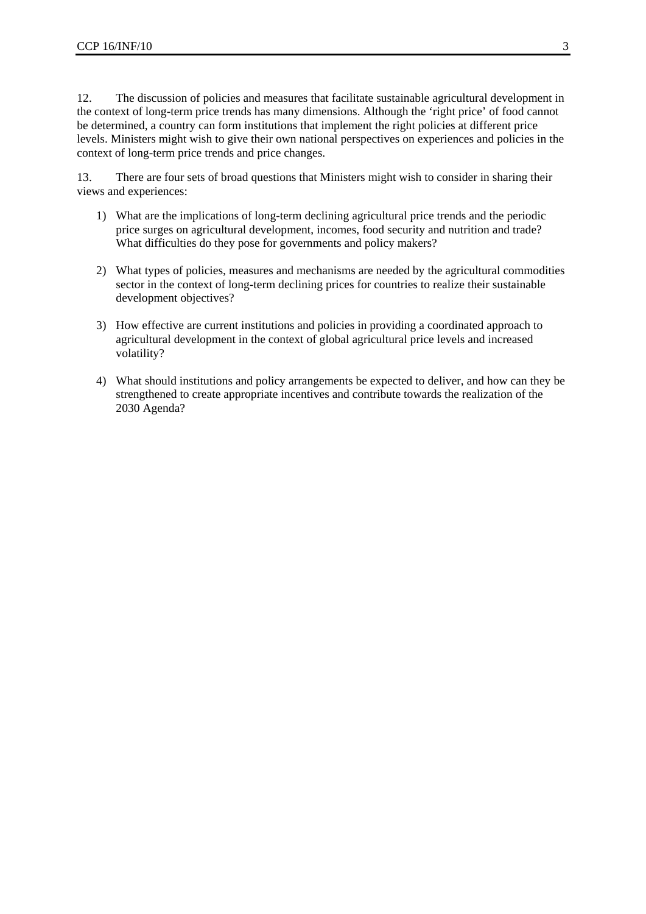12. The discussion of policies and measures that facilitate sustainable agricultural development in the context of long-term price trends has many dimensions. Although the 'right price' of food cannot be determined, a country can form institutions that implement the right policies at different price levels. Ministers might wish to give their own national perspectives on experiences and policies in the context of long-term price trends and price changes.

13. There are four sets of broad questions that Ministers might wish to consider in sharing their views and experiences:

1) What are the implications of long-term declining agricultural price trends and the periodic price surges on agricultural development, incomes, food security and nutrition and trade? What difficulties do they pose for governments and policy makers?

2) What types of policies, measures and mechanisms are needed by the agricultural commodities sector in the context of long-term declining prices for countries to realize their sustainable development objectives?

3) How effective are current institutions and policies in providing a coordinated approach to agricultural development in the context of global agricultural price levels and increased volatility?

4) What should institutions and policy arrangements be expected to deliver, and how can they be strengthened to create appropriate incentives and contribute towards the realization of the 2030 Agenda?